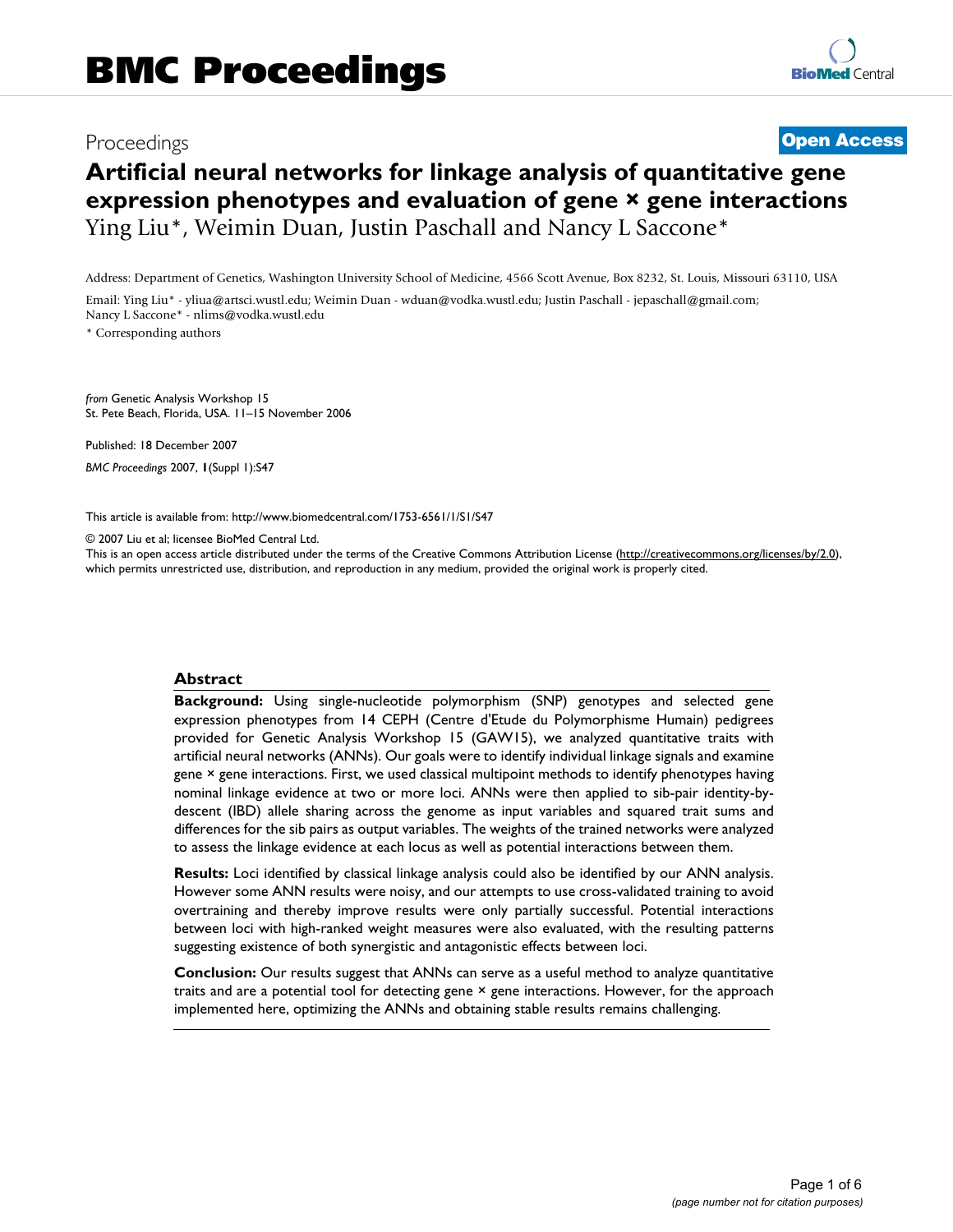# BMC Proceedings

Proceedings **Open Access**

# Artificial neural networks for linkage analysis of quantitative gene expression phenotypes and evaluation of gene × gene interactions

Ying Liu*, Weimin Duan, Justin Paschall and Nancy L Saccone*

Address: Department of Genetics, Washington University School of Medicine, 4566 Scott Avenue, Box 8232, St. Louis, Missouri 63110, USA

Email: Ying Liu* - yliua@artsci.wustl.edu; Weimin Duan - wduan@vodka.wustl.edu; Justin Paschall - jepaschall@gmail.com; Nancy L Saccone* - nlims@vodka.wustl.edu

* Corresponding authors

*from* Genetic Analysis Workshop 15
St. Pete Beach, Florida, USA. 11–15 November 2006

Published: 18 December 2007

*BMC Proceedings* 2007, **1**(Suppl 1):S47

This article is available from: http://www.biomedcentral.com/1753-6561/1/S1/S47

© 2007 Liu et al; licensee BioMed Central Ltd.
This is an open access article distributed under the terms of the Creative Commons Attribution License (http://creativecommons.org/licenses/by/2.0), which permits unrestricted use, distribution, and reproduction in any medium, provided the original work is properly cited.

## Abstract

**Background:** Using single-nucleotide polymorphism (SNP) genotypes and selected gene expression phenotypes from 14 CEPH (Centre d'Etude du Polymorphisme Humain) pedigrees provided for Genetic Analysis Workshop 15 (GAW15), we analyzed quantitative traits with artificial neural networks (ANNs). Our goals were to identify individual linkage signals and examine gene × gene interactions. First, we used classical multipoint methods to identify phenotypes having nominal linkage evidence at two or more loci. ANNs were then applied to sib-pair identity-by-descent (IBD) allele sharing across the genome as input variables and squared trait sums and differences for the sib pairs as output variables. The weights of the trained networks were analyzed to assess the linkage evidence at each locus as well as potential interactions between them.

**Results:** Loci identified by classical linkage analysis could also be identified by our ANN analysis. However some ANN results were noisy, and our attempts to use cross-validated training to avoid overtraining and thereby improve results were only partially successful. Potential interactions between loci with high-ranked weight measures were also evaluated, with the resulting patterns suggesting existence of both synergistic and antagonistic effects between loci.

**Conclusion:** Our results suggest that ANNs can serve as a useful method to analyze quantitative traits and are a potential tool for detecting gene × gene interactions. However, for the approach implemented here, optimizing the ANNs and obtaining stable results remains challenging.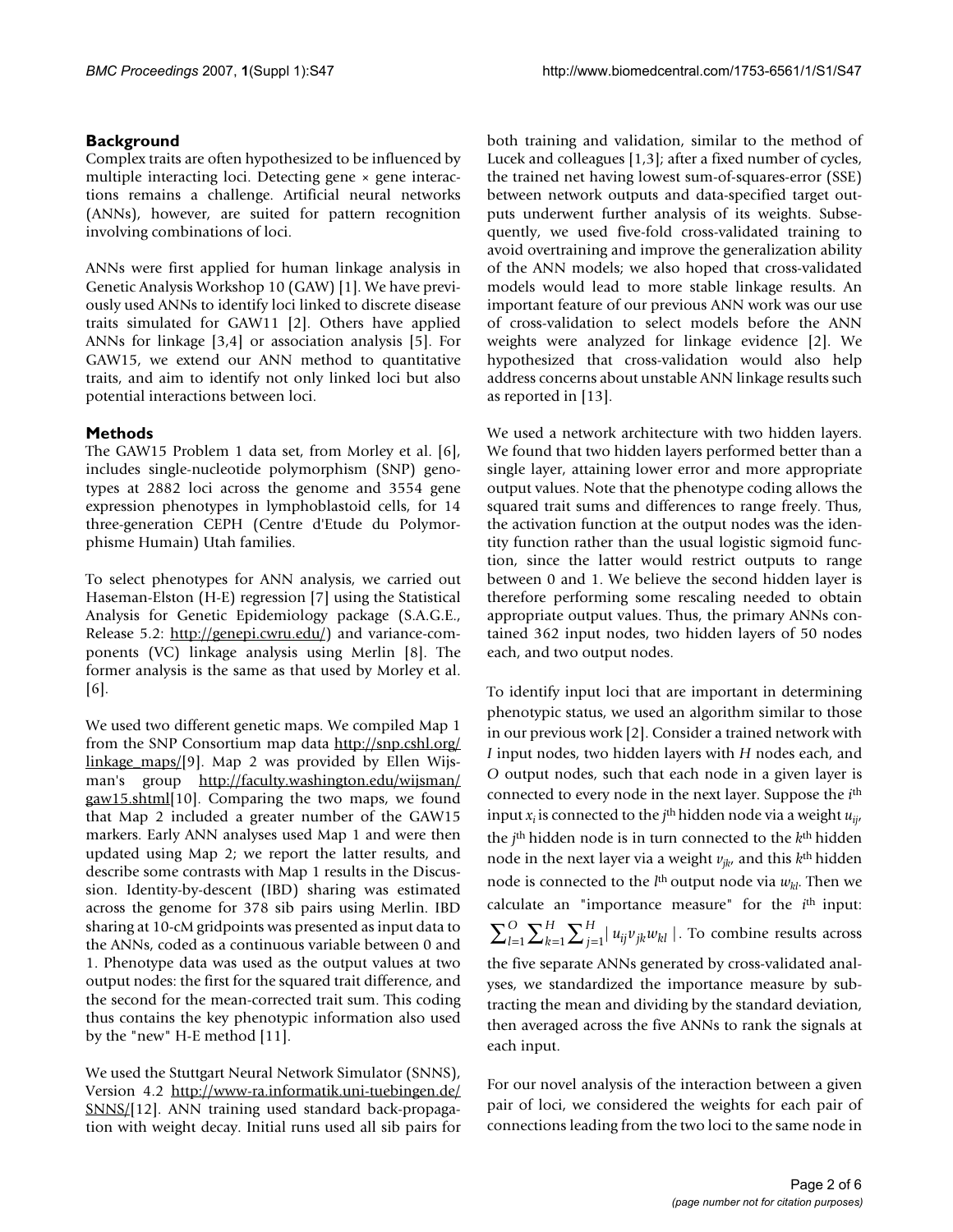## Background

Complex traits are often hypothesized to be influenced by multiple interacting loci. Detecting gene × gene interactions remains a challenge. Artificial neural networks (ANNs), however, are suited for pattern recognition involving combinations of loci.

ANNs were first applied for human linkage analysis in Genetic Analysis Workshop 10 (GAW) [1]. We have previously used ANNs to identify loci linked to discrete disease traits simulated for GAW11 [2]. Others have applied ANNs for linkage [3,4] or association analysis [5]. For GAW15, we extend our ANN method to quantitative traits, and aim to identify not only linked loci but also potential interactions between loci.

## Methods

The GAW15 Problem 1 data set, from Morley et al. [6], includes single-nucleotide polymorphism (SNP) genotypes at 2882 loci across the genome and 3554 gene expression phenotypes in lymphoblastoid cells, for 14 three-generation CEPH (Centre d'Etude du Polymorphisme Humain) Utah families.

To select phenotypes for ANN analysis, we carried out Haseman-Elston (H-E) regression [7] using the Statistical Analysis for Genetic Epidemiology package (S.A.G.E., Release 5.2: http://genepi.cwru.edu/) and variance-components (VC) linkage analysis using Merlin [8]. The former analysis is the same as that used by Morley et al. [6].

We used two different genetic maps. We compiled Map 1 from the SNP Consortium map data http://snp.cshl.org/linkage_maps/[9]. Map 2 was provided by Ellen Wijsman's group http://faculty.washington.edu/wijsman/gaw15.shtml[10]. Comparing the two maps, we found that Map 2 included a greater number of the GAW15 markers. Early ANN analyses used Map 1 and were then updated using Map 2; we report the latter results, and describe some contrasts with Map 1 results in the Discussion. Identity-by-descent (IBD) sharing was estimated across the genome for 378 sib pairs using Merlin. IBD sharing at 10-cM gridpoints was presented as input data to the ANNs, coded as a continuous variable between 0 and 1. Phenotype data was used as the output values at two output nodes: the first for the squared trait difference, and the second for the mean-corrected trait sum. This coding thus contains the key phenotypic information also used by the "new" H-E method [11].

We used the Stuttgart Neural Network Simulator (SNNS), Version 4.2 http://www-ra.informatik.uni-tuebingen.de/SNNS/[12]. ANN training used standard back-propagation with weight decay. Initial runs used all sib pairs for both training and validation, similar to the method of Lucek and colleagues [1,3]; after a fixed number of cycles, the trained net having lowest sum-of-squares-error (SSE) between network outputs and data-specified target outputs underwent further analysis of its weights. Subsequently, we used five-fold cross-validated training to avoid overtraining and improve the generalization ability of the ANN models; we also hoped that cross-validated models would lead to more stable linkage results. An important feature of our previous ANN work was our use of cross-validation to select models before the ANN weights were analyzed for linkage evidence [2]. We hypothesized that cross-validation would also help address concerns about unstable ANN linkage results such as reported in [13].

We used a network architecture with two hidden layers. We found that two hidden layers performed better than a single layer, attaining lower error and more appropriate output values. Note that the phenotype coding allows the squared trait sums and differences to range freely. Thus, the activation function at the output nodes was the identity function rather than the usual logistic sigmoid function, since the latter would restrict outputs to range between 0 and 1. We believe the second hidden layer is therefore performing some rescaling needed to obtain appropriate output values. Thus, the primary ANNs contained 362 input nodes, two hidden layers of 50 nodes each, and two output nodes.

To identify input loci that are important in determining phenotypic status, we used an algorithm similar to those in our previous work [2]. Consider a trained network with $I$ input nodes, two hidden layers with $H$ nodes each, and $O$ output nodes, such that each node in a given layer is connected to every node in the next layer. Suppose the $i^{th}$ input $x_i$ is connected to the $j^{th}$ hidden node via a weight $u_{ij}$, the $j^{th}$ hidden node is in turn connected to the $k^{th}$ hidden node in the next layer via a weight $v_{jk}$, and this $k^{th}$ hidden node is connected to the $l^{th}$ output node via $w_{kl}$. Then we calculate an "importance measure" for the $i^{th}$ input: $\sum_{l=1}^{O}\sum_{k=1}^{H}\sum_{j=1}^{H}|u_{ij}v_{jk}w_{kl}|$. To combine results across the five separate ANNs generated by cross-validated analyses, we standardized the importance measure by subtracting the mean and dividing by the standard deviation, then averaged across the five ANNs to rank the signals at each input.

For our novel analysis of the interaction between a given pair of loci, we considered the weights for each pair of connections leading from the two loci to the same node in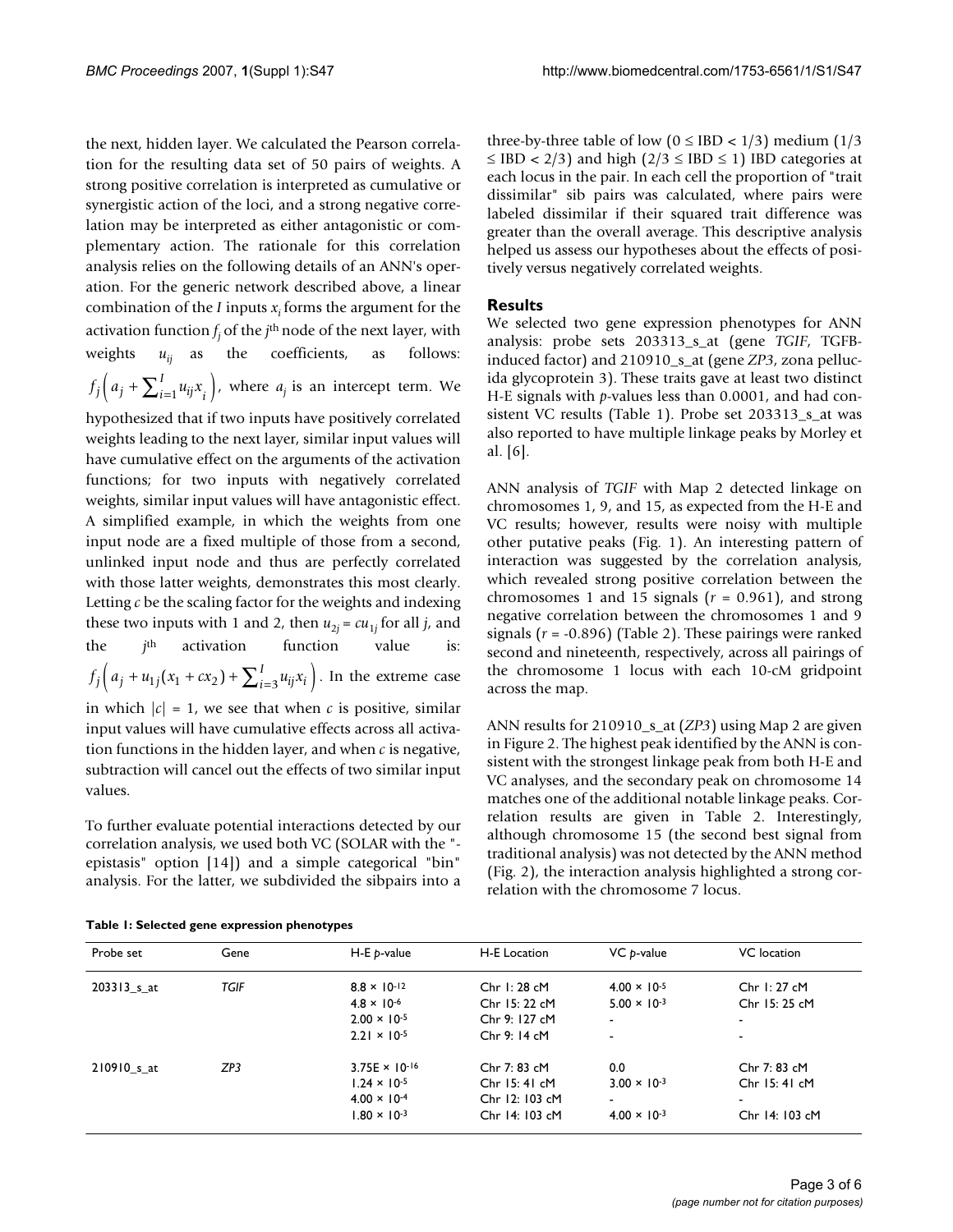the next, hidden layer. We calculated the Pearson correlation for the resulting data set of 50 pairs of weights. A strong positive correlation is interpreted as cumulative or synergistic action of the loci, and a strong negative correlation may be interpreted as either antagonistic or complementary action. The rationale for this correlation analysis relies on the following details of an ANN's operation. For the generic network described above, a linear combination of the $I$ inputs $x_i$ forms the argument for the activation function $f_j$ of the $j^{\text{th}}$ node of the next layer, with weights $u_{ij}$ as the coefficients, as follows: $f_j\left(a_j + \sum_{i=1}^{I} u_{ij}x_i\right)$, where $a_j$ is an intercept term. We hypothesized that if two inputs have positively correlated weights leading to the next layer, similar input values will have cumulative effect on the arguments of the activation functions; for two inputs with negatively correlated weights, similar input values will have antagonistic effect. A simplified example, in which the weights from one input node are a fixed multiple of those from a second, unlinked input node and thus are perfectly correlated with those latter weights, demonstrates this most clearly. Letting $c$ be the scaling factor for the weights and indexing these two inputs with 1 and 2, then $u_{2j} = cu_{1j}$ for all $j$, and the $j^{\text{th}}$ activation function value is: $f_j\left(a_j + u_{1j}(x_1 + cx_2) + \sum_{i=3}^{I} u_{ij}x_i\right)$. In the extreme case in which $|c| = 1$, we see that when $c$ is positive, similar input values will have cumulative effects across all activation functions in the hidden layer, and when $c$ is negative, subtraction will cancel out the effects of two similar input values.

To further evaluate potential interactions detected by our correlation analysis, we used both VC (SOLAR with the "-epistasis" option [14]) and a simple categorical "bin" analysis. For the latter, we subdivided the sibpairs into a three-by-three table of low ($0 \le \text{IBD} < 1/3$) medium ($1/3 \le \text{IBD} < 2/3$) and high ($2/3 \le \text{IBD} \le 1$) IBD categories at each locus in the pair. In each cell the proportion of "trait dissimilar" sib pairs was calculated, where pairs were labeled dissimilar if their squared trait difference was greater than the overall average. This descriptive analysis helped us assess our hypotheses about the effects of positively versus negatively correlated weights.

## Results

We selected two gene expression phenotypes for ANN analysis: probe sets 203313_s_at (gene *TGIF*, TGFB-induced factor) and 210910_s_at (gene *ZP3*, zona pellucida glycoprotein 3). These traits gave at least two distinct H-E signals with $p$-values less than 0.0001, and had consistent VC results (Table 1). Probe set 203313_s_at was also reported to have multiple linkage peaks by Morley et al. [6].

ANN analysis of *TGIF* with Map 2 detected linkage on chromosomes 1, 9, and 15, as expected from the H-E and VC results; however, results were noisy with multiple other putative peaks (Fig. 1). An interesting pattern of interaction was suggested by the correlation analysis, which revealed strong positive correlation between the chromosomes 1 and 15 signals ($r = 0.961$), and strong negative correlation between the chromosomes 1 and 9 signals ($r = -0.896$) (Table 2). These pairings were ranked second and nineteenth, respectively, across all pairings of the chromosome 1 locus with each 10-cM gridpoint across the map.

ANN results for 210910_s_at (*ZP3*) using Map 2 are given in Figure 2. The highest peak identified by the ANN is consistent with the strongest linkage peak from both H-E and VC analyses, and the secondary peak on chromosome 14 matches one of the additional notable linkage peaks. Correlation results are given in Table 2. Interestingly, although chromosome 15 (the second best signal from traditional analysis) was not detected by the ANN method (Fig. 2), the interaction analysis highlighted a strong correlation with the chromosome 7 locus.

**Table 1: Selected gene expression phenotypes**

| Probe set | Gene | H-E $p$-value | H-E Location | VC $p$-value | VC location |
|---|---|---|---|---|---|
| 203313_s_at | *TGIF* | $8.8 \times 10^{-12}$ | Chr 1: 28 cM | $4.00 \times 10^{-5}$ | Chr 1: 27 cM |
| | | $4.8 \times 10^{-6}$ | Chr 15: 22 cM | $5.00 \times 10^{-3}$ | Chr 15: 25 cM |
| | | $2.00 \times 10^{-5}$ | Chr 9: 127 cM | - | - |
| | | $2.21 \times 10^{-5}$ | Chr 9: 14 cM | - | - |
| 210910_s_at | *ZP3* | $3.75\text{E} \times 10^{-16}$ | Chr 7: 83 cM | 0.0 | Chr 7: 83 cM |
| | | $1.24 \times 10^{-5}$ | Chr 15: 41 cM | $3.00 \times 10^{-3}$ | Chr 15: 41 cM |
| | | $4.00 \times 10^{-4}$ | Chr 12: 103 cM | - | - |
| | | $1.80 \times 10^{-3}$ | Chr 14: 103 cM | $4.00 \times 10^{-3}$ | Chr 14: 103 cM |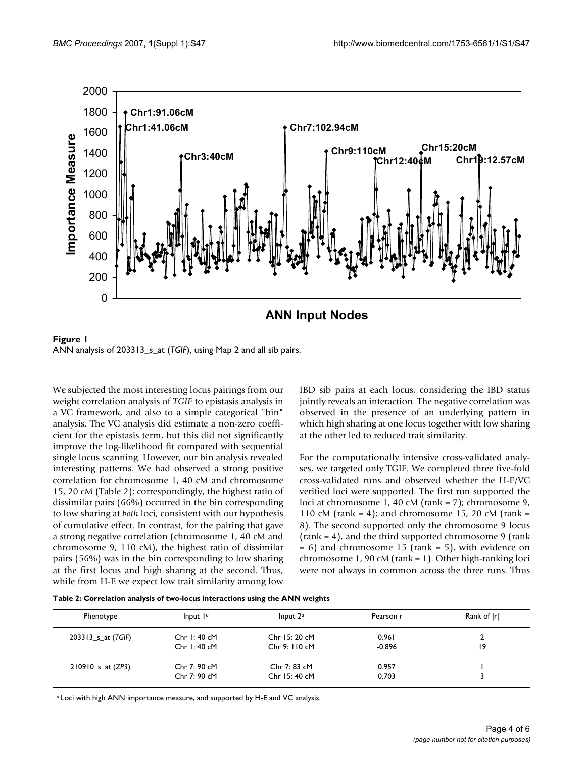**Figure 1**
ANN analysis of 203313_s_at (*TGIF*), using Map 2 and all sib pairs.

We subjected the most interesting locus pairings from our weight correlation analysis of *TGIF* to epistasis analysis in a VC framework, and also to a simple categorical "bin" analysis. The VC analysis did estimate a non-zero coefficient for the epistasis term, but this did not significantly improve the log-likelihood fit compared with sequential single locus scanning. However, our bin analysis revealed interesting patterns. We had observed a strong positive correlation for chromosome 1, 40 cM and chromosome 15, 20 cM (Table 2); correspondingly, the highest ratio of dissimilar pairs (66%) occurred in the bin corresponding to low sharing at *both* loci, consistent with our hypothesis of cumulative effect. In contrast, for the pairing that gave a strong negative correlation (chromosome 1, 40 cM and chromosome 9, 110 cM), the highest ratio of dissimilar pairs (56%) was in the bin corresponding to low sharing at the first locus and high sharing at the second. Thus, while from H-E we expect low trait similarity among low IBD sib pairs at each locus, considering the IBD status jointly reveals an interaction. The negative correlation was observed in the presence of an underlying pattern in which high sharing at one locus together with low sharing at the other led to reduced trait similarity.

For the computationally intensive cross-validated analyses, we targeted only TGIF. We completed three five-fold cross-validated runs and observed whether the H-E/VC verified loci were supported. The first run supported the loci at chromosome 1, 40 cM (rank = 7); chromosome 9, 110 cM (rank = 4); and chromosome 15, 20 cM (rank = 8). The second supported only the chromosome 9 locus (rank = 4), and the third supported chromosome 9 (rank = 6) and chromosome 15 (rank = 5), with evidence on chromosome 1, 90 cM (rank = 1). Other high-ranking loci were not always in common across the three runs. Thus

**Table 2: Correlation analysis of two-locus interactions using the ANN weights**

| Phenotype | Input 1[a] | Input 2[a] | Pearson *r* | Rank of \|*r*\| |
|---|---|---|---|---|
| 203313_s_at (*TGIF*) | Chr 1: 40 cM | Chr 15: 20 cM | 0.961 | 2 |
| | Chr 1: 40 cM | Chr 9: 110 cM | -0.896 | 19 |
| 210910_s_at (*ZP3*) | Chr 7: 90 cM | Chr 7: 83 cM | 0.957 | 1 |
| | Chr 7: 90 cM | Chr 15: 40 cM | 0.703 | 3 |

[a] Loci with high ANN importance measure, and supported by H-E and VC analysis.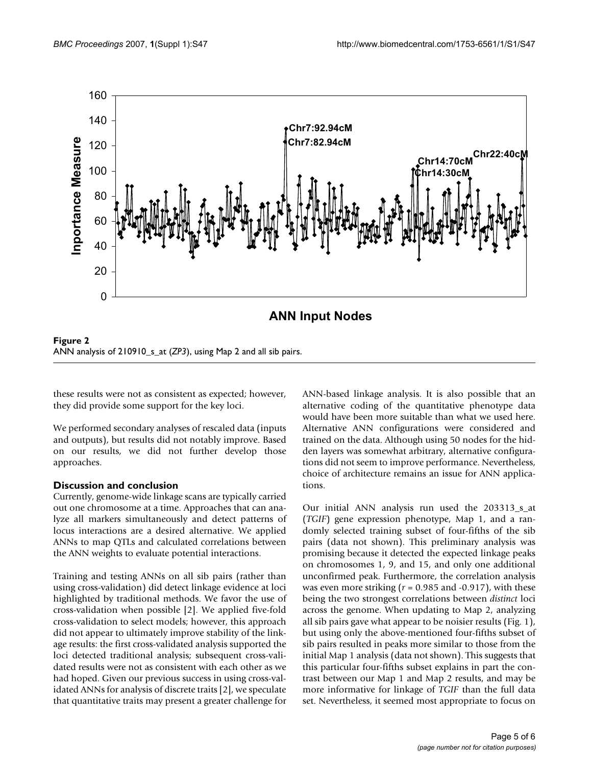**Figure 2**
ANN analysis of 210910_s_at (*ZP3*), using Map 2 and all sib pairs.

these results were not as consistent as expected; however, they did provide some support for the key loci.

We performed secondary analyses of rescaled data (inputs and outputs), but results did not notably improve. Based on our results, we did not further develop those approaches.

## Discussion and conclusion

Currently, genome-wide linkage scans are typically carried out one chromosome at a time. Approaches that can analyze all markers simultaneously and detect patterns of locus interactions are a desired alternative. We applied ANNs to map QTLs and calculated correlations between the ANN weights to evaluate potential interactions.

Training and testing ANNs on all sib pairs (rather than using cross-validation) did detect linkage evidence at loci highlighted by traditional methods. We favor the use of cross-validation when possible [2]. We applied five-fold cross-validation to select models; however, this approach did not appear to ultimately improve stability of the linkage results: the first cross-validated analysis supported the loci detected traditional analysis; subsequent cross-validated results were not as consistent with each other as we had hoped. Given our previous success in using cross-validated ANNs for analysis of discrete traits [2], we speculate that quantitative traits may present a greater challenge for ANN-based linkage analysis. It is also possible that an alternative coding of the quantitative phenotype data would have been more suitable than what we used here. Alternative ANN configurations were considered and trained on the data. Although using 50 nodes for the hidden layers was somewhat arbitrary, alternative configurations did not seem to improve performance. Nevertheless, choice of architecture remains an issue for ANN applications.

Our initial ANN analysis run used the 203313_s_at (*TGIF*) gene expression phenotype, Map 1, and a randomly selected training subset of four-fifths of the sib pairs (data not shown). This preliminary analysis was promising because it detected the expected linkage peaks on chromosomes 1, 9, and 15, and only one additional unconfirmed peak. Furthermore, the correlation analysis was even more striking ($r$ = 0.985 and -0.917), with these being the two strongest correlations between *distinct* loci across the genome. When updating to Map 2, analyzing all sib pairs gave what appear to be noisier results (Fig. 1), but using only the above-mentioned four-fifths subset of sib pairs resulted in peaks more similar to those from the initial Map 1 analysis (data not shown). This suggests that this particular four-fifths subset explains in part the contrast between our Map 1 and Map 2 results, and may be more informative for linkage of *TGIF* than the full data set. Nevertheless, it seemed most appropriate to focus on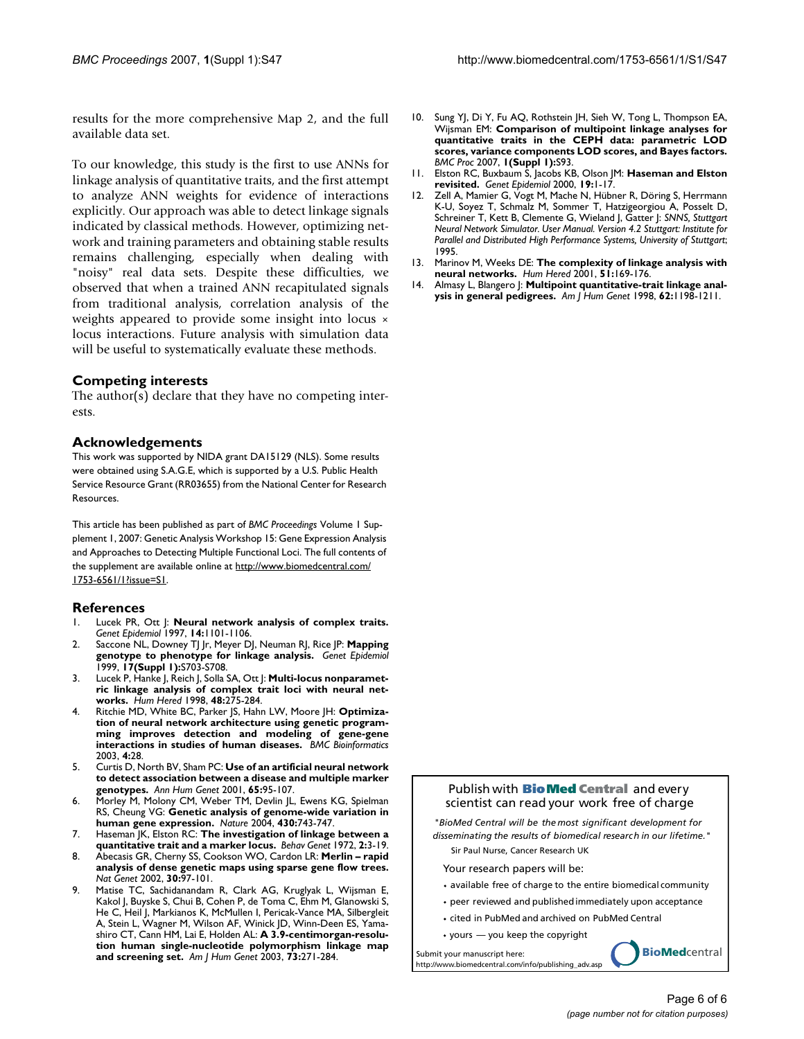results for the more comprehensive Map 2, and the full available data set.

To our knowledge, this study is the first to use ANNs for linkage analysis of quantitative traits, and the first attempt to analyze ANN weights for evidence of interactions explicitly. Our approach was able to detect linkage signals indicated by classical methods. However, optimizing network and training parameters and obtaining stable results remains challenging, especially when dealing with "noisy" real data sets. Despite these difficulties, we observed that when a trained ANN recapitulated signals from traditional analysis, correlation analysis of the weights appeared to provide some insight into locus × locus interactions. Future analysis with simulation data will be useful to systematically evaluate these methods.

## Competing interests

The author(s) declare that they have no competing interests.

## Acknowledgements

This work was supported by NIDA grant DA15129 (NLS). Some results were obtained using S.A.G.E, which is supported by a U.S. Public Health Service Resource Grant (RR03655) from the National Center for Research Resources.

This article has been published as part of *BMC Proceedings* Volume 1 Supplement 1, 2007: Genetic Analysis Workshop 15: Gene Expression Analysis and Approaches to Detecting Multiple Functional Loci. The full contents of the supplement are available online at http://www.biomedcentral.com/1753-6561/1?issue=S1.

## References

1. Lucek PR, Ott J: **Neural network analysis of complex traits.** *Genet Epidemiol* 1997, **14:**1101-1106.
2. Saccone NL, Downey TJ Jr, Meyer DJ, Neuman RJ, Rice JP: **Mapping genotype to phenotype for linkage analysis.** *Genet Epidemiol* 1999, **17(Suppl 1):**S703-S708.
3. Lucek P, Hanke J, Reich J, Solla SA, Ott J: **Multi-locus nonparametric linkage analysis of complex trait loci with neural networks.** *Hum Hered* 1998, **48:**275-284.
4. Ritchie MD, White BC, Parker JS, Hahn LW, Moore JH: **Optimization of neural network architecture using genetic programming improves detection and modeling of gene-gene interactions in studies of human diseases.** *BMC Bioinformatics* 2003, **4:**28.
5. Curtis D, North BV, Sham PC: **Use of an artificial neural network to detect association between a disease and multiple marker genotypes.** *Ann Hum Genet* 2001, **65:**95-107.
6. Morley M, Molony CM, Weber TM, Devlin JL, Ewens KG, Spielman RS, Cheung VG: **Genetic analysis of genome-wide variation in human gene expression.** *Nature* 2004, **430:**743-747.
7. Haseman JK, Elston RC: **The investigation of linkage between a quantitative trait and a marker locus.** *Behav Genet* 1972, **2:**3-19.
8. Abecasis GR, Cherny SS, Cookson WO, Cardon LR: **Merlin – rapid analysis of dense genetic maps using sparse gene flow trees.** *Nat Genet* 2002, **30:**97-101.
9. Matise TC, Sachidanandam R, Clark AG, Kruglyak L, Wijsman E, Kakol J, Buyske S, Chui B, Cohen P, de Toma C, Ehm M, Glanowski S, He C, Heil J, Markianos K, McMullen I, Pericak-Vance MA, Silbergleit A, Stein L, Wagner M, Wilson AF, Winick JD, Winn-Deen ES, Yamashiro CT, Cann HM, Lai E, Holden AL: **A 3.9-centimorgan-resolution human single-nucleotide polymorphism linkage map and screening set.** *Am J Hum Genet* 2003, **73:**271-284.
10. Sung YJ, Di Y, Fu AQ, Rothstein JH, Sieh W, Tong L, Thompson EA, Wijsman EM: **Comparison of multipoint linkage analyses for quantitative traits in the CEPH data: parametric LOD scores, variance components LOD scores, and Bayes factors.** *BMC Proc* 2007, **1(Suppl 1):**S93.
11. Elston RC, Buxbaum S, Jacobs KB, Olson JM: **Haseman and Elston revisited.** *Genet Epidemiol* 2000, **19:**1-17.
12. Zell A, Mamier G, Vogt M, Mache N, Hübner R, Döring S, Herrmann K-U, Soyez T, Schmalz M, Sommer T, Hatzigeorgiou A, Posselt D, Schreiner T, Kett B, Clemente G, Wieland J, Gatter J: *SNNS, Stuttgart Neural Network Simulator. User Manual. Version 4.2 Stuttgart: Institute for Parallel and Distributed High Performance Systems, University of Stuttgart*; 1995.
13. Marinov M, Weeks DE: **The complexity of linkage analysis with neural networks.** *Hum Hered* 2001, **51:**169-176.
14. Almasy L, Blangero J: **Multipoint quantitative-trait linkage analysis in general pedigrees.** *Am J Hum Genet* 1998, **62:**1198-1211.

Publish with **BioMed Central** and every scientist can read your work free of charge

*"BioMed Central will be the most significant development for disseminating the results of biomedical research in our lifetime."*

Sir Paul Nurse, Cancer Research UK

Your research papers will be:

- available free of charge to the entire biomedical community
- peer reviewed and published immediately upon acceptance
- cited in PubMed and archived on PubMed Central
- yours — you keep the copyright

Submit your manuscript here:
http://www.biomedcentral.com/info/publishing_adv.asp

BioMedcentral